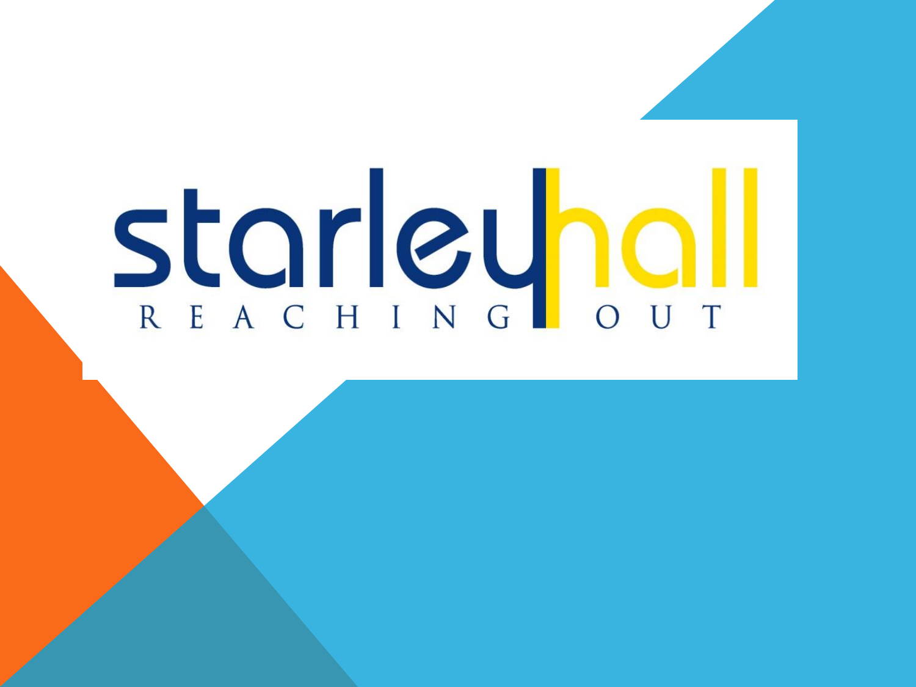# starleyhall

REACHING OUT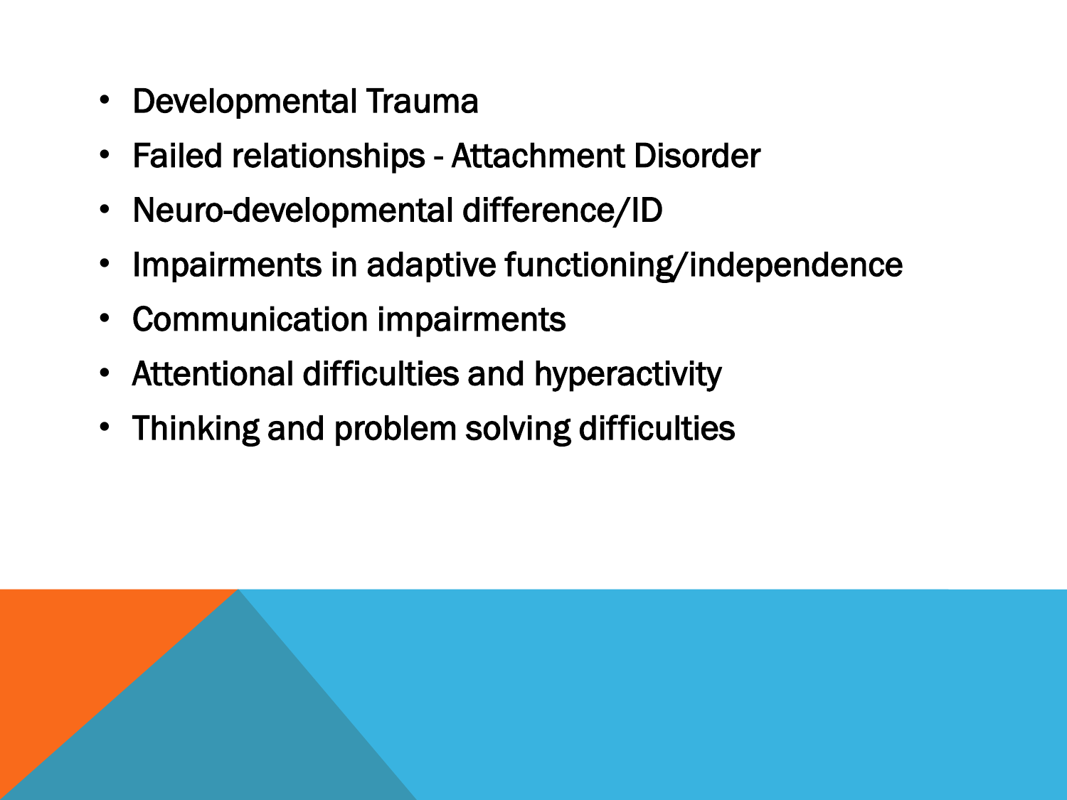- Developmental Trauma
- Failed relationships - Attachment Disorder
- Neuro-developmental difference/ID
- Impairments in adaptive functioning/independence
- Communication impairments
- Attentional difficulties and hyperactivity
- Thinking and problem solving difficulties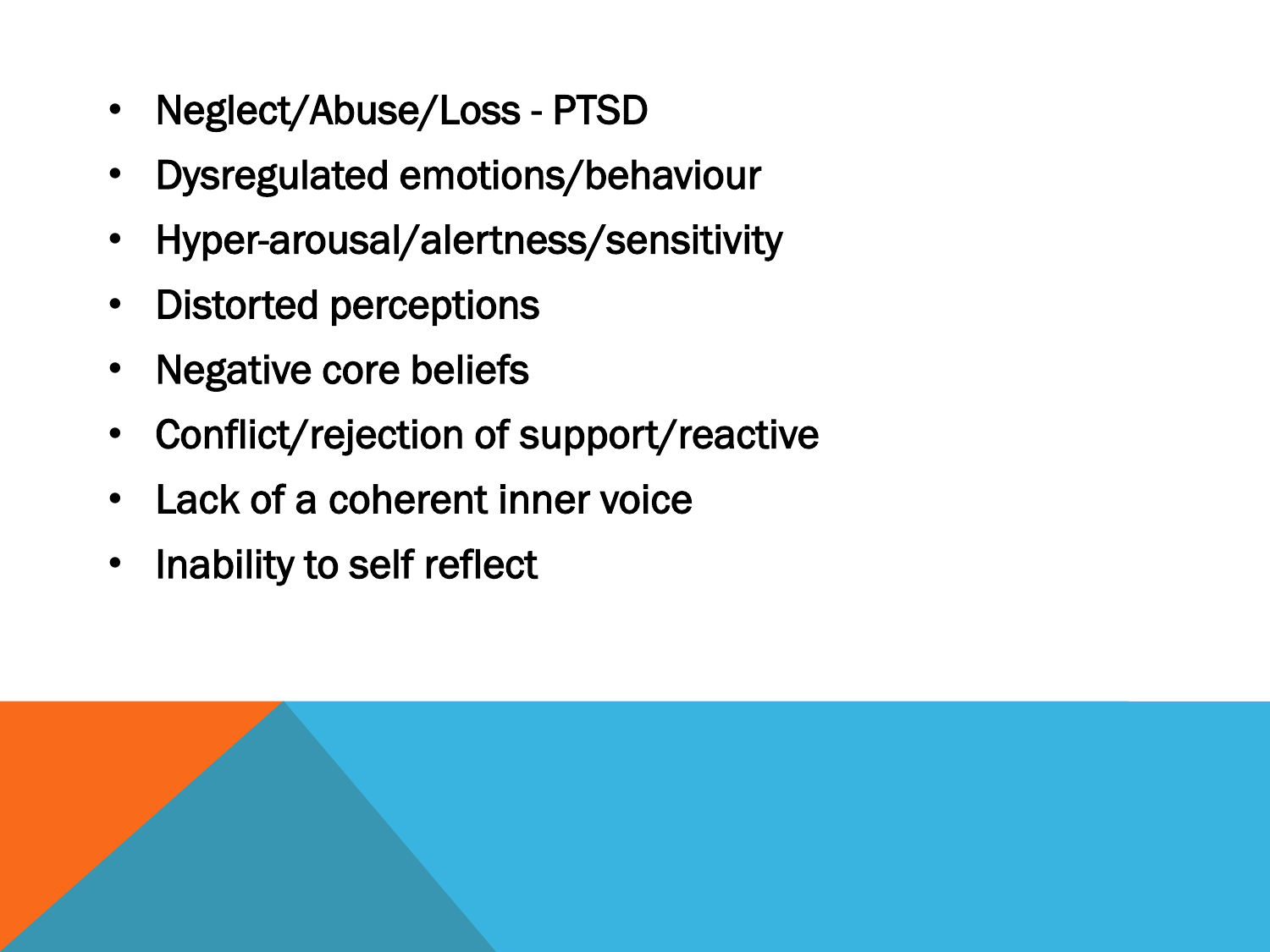- Neglect/Abuse/Loss - PTSD
- Dysregulated emotions/behaviour
- Hyper-arousal/alertness/sensitivity
- Distorted perceptions
- Negative core beliefs
- Conflict/rejection of support/reactive
- Lack of a coherent inner voice
- Inability to self reflect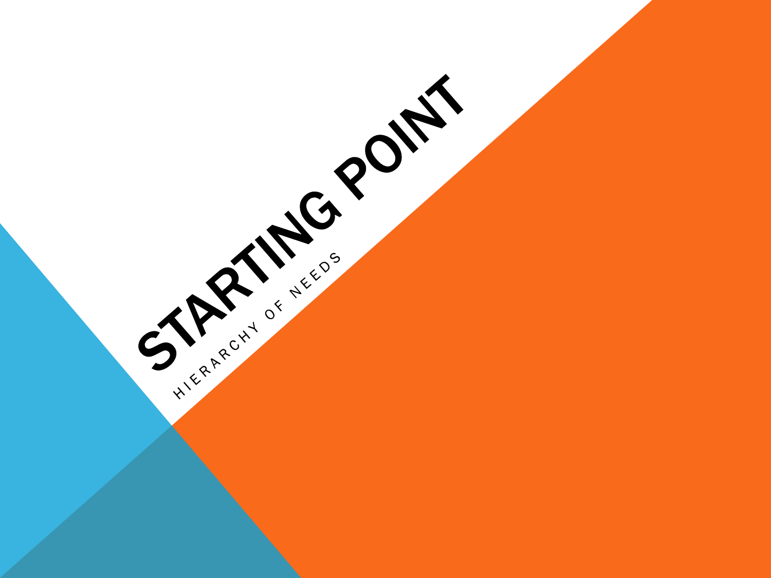# STARTING POINT

HIERARCHY OF NEEDS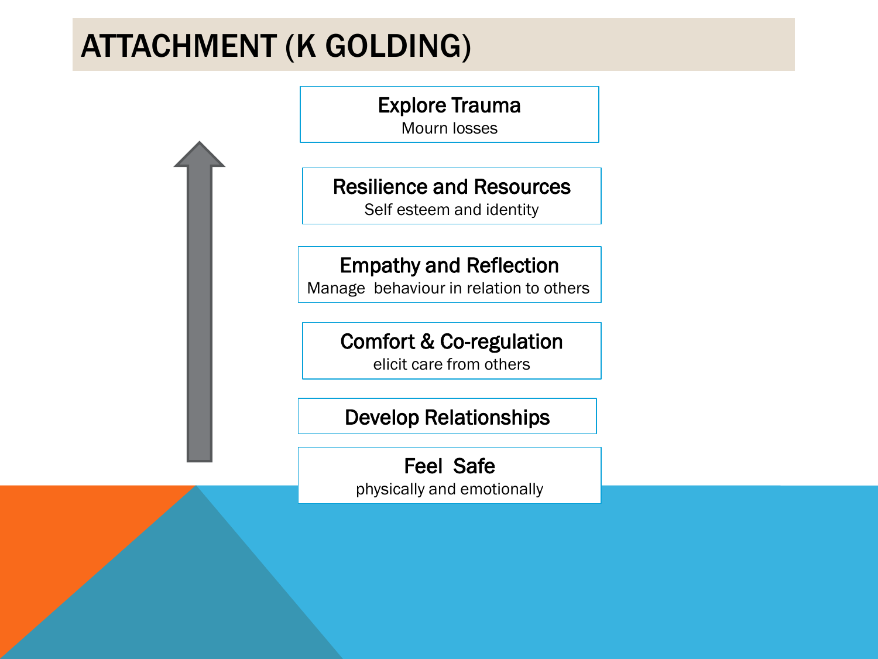# ATTACHMENT (K GOLDING)

**Explore Trauma**
Mourn losses

**Resilience and Resources**
Self esteem and identity

**Empathy and Reflection**
Manage behaviour in relation to others

**Comfort & Co-regulation**
elicit care from others

**Develop Relationships**

**Feel Safe**
physically and emotionally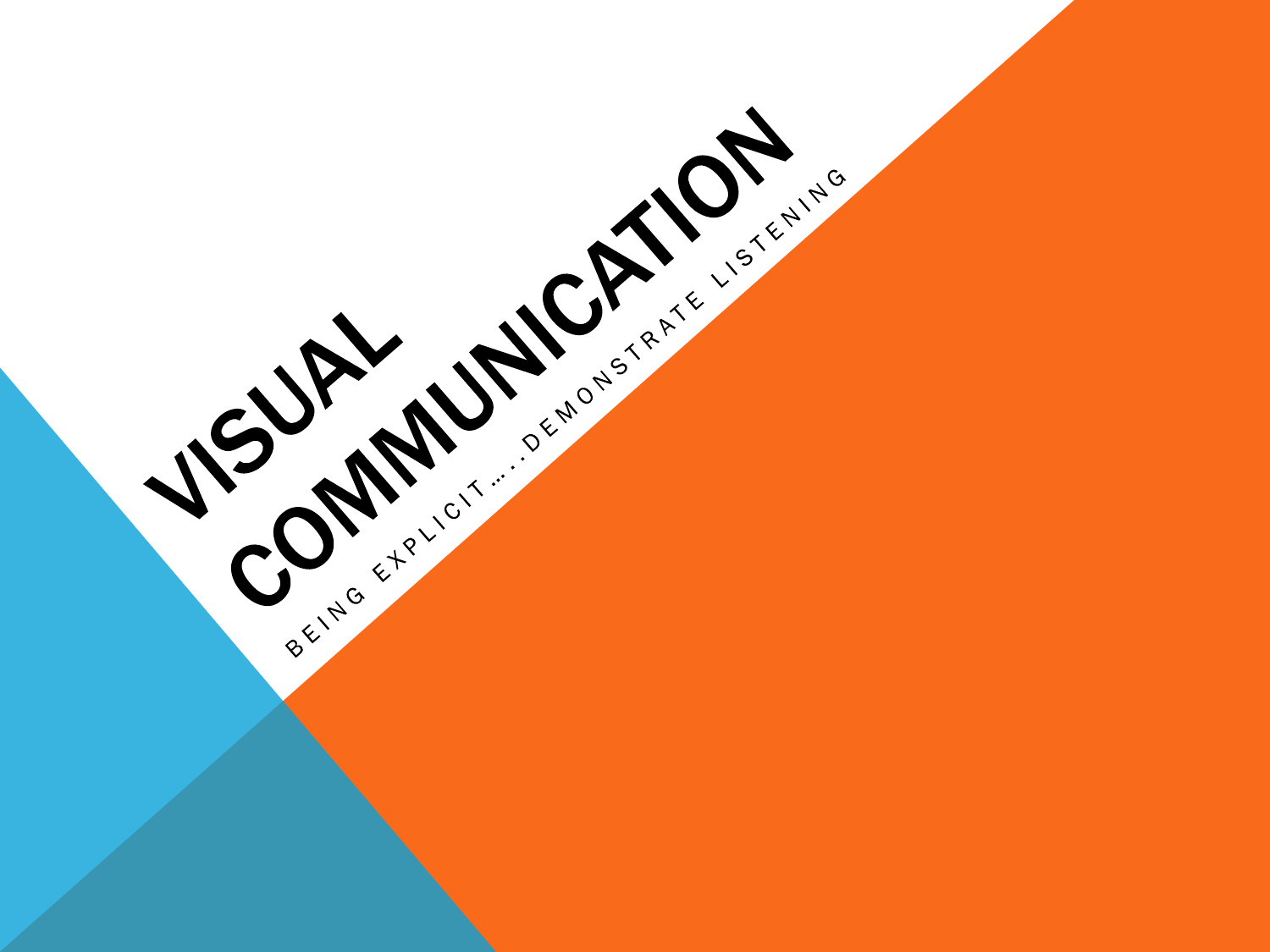# VISUAL COMMUNICATION

BEING EXPLICIT…..DEMONSTRATE LISTENING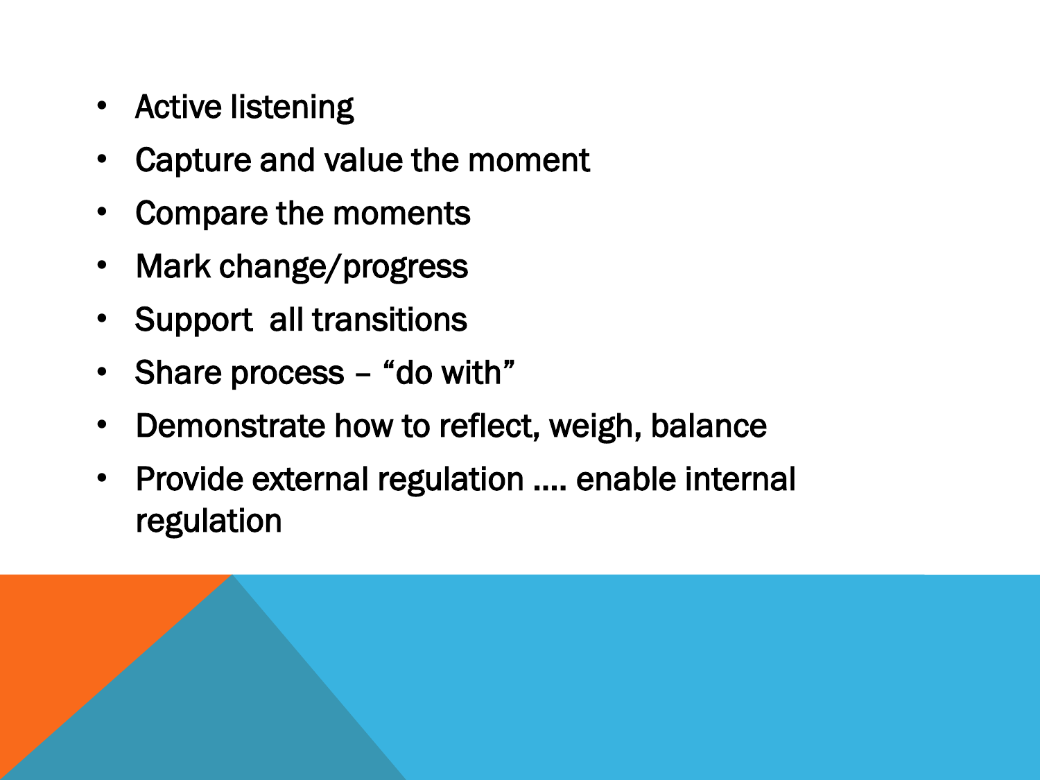- Active listening
- Capture and value the moment
- Compare the moments
- Mark change/progress
- Support  all transitions
- Share process – “do with”
- Demonstrate how to reflect, weigh, balance
- Provide external regulation …. enable internal regulation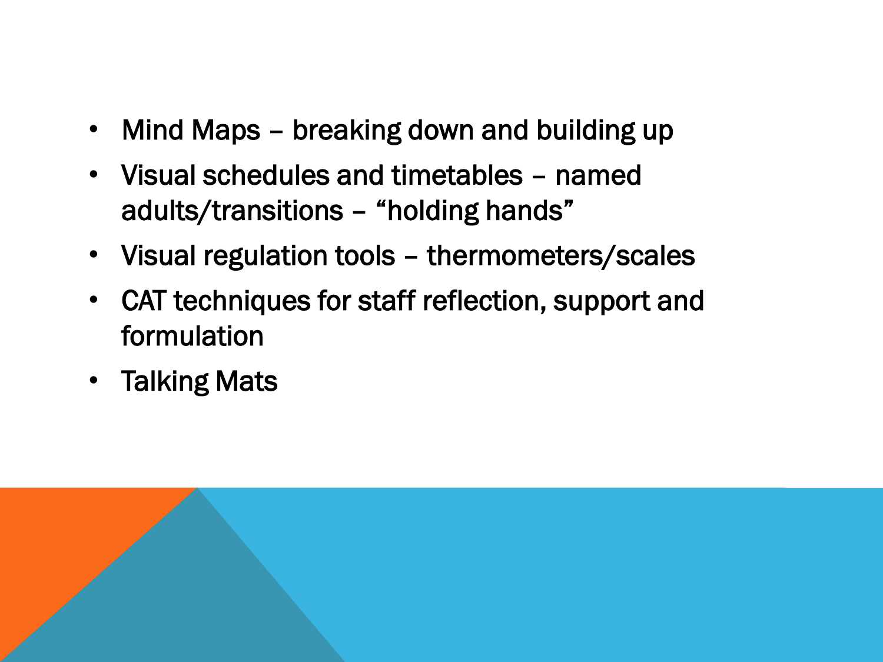- Mind Maps – breaking down and building up
- Visual schedules and timetables – named adults/transitions – "holding hands"
- Visual regulation tools – thermometers/scales
- CAT techniques for staff reflection, support and formulation
- Talking Mats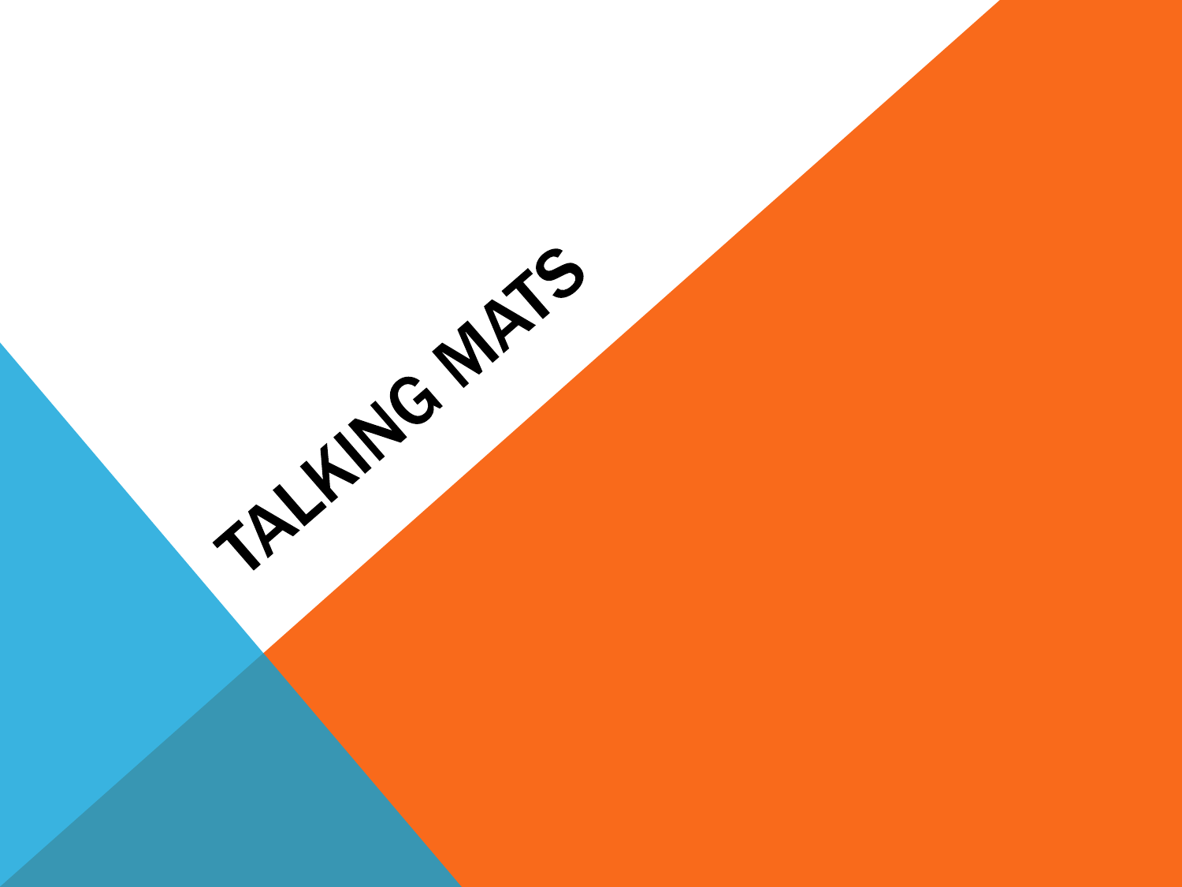# TALKING MATS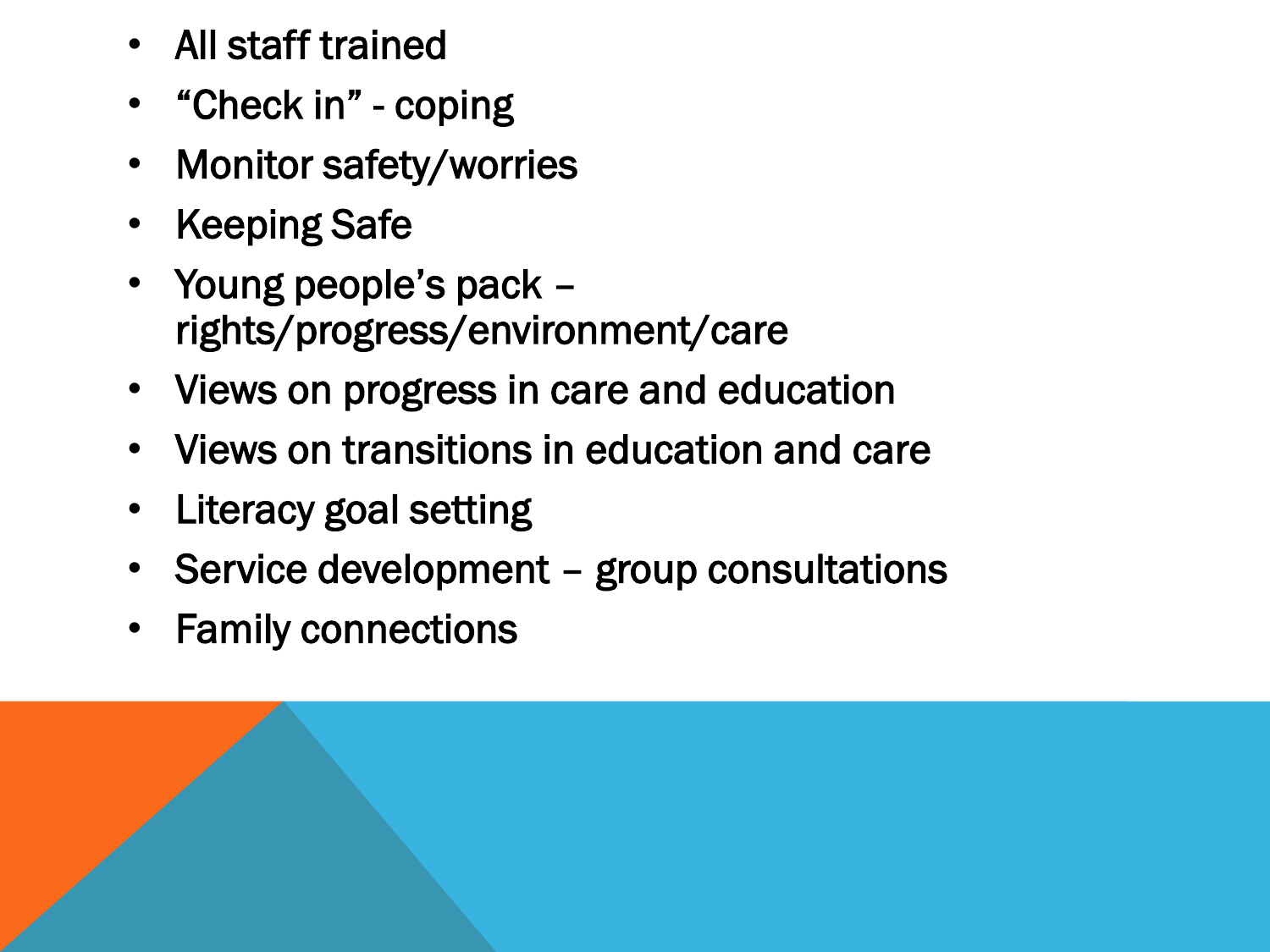- All staff trained
- “Check in” - coping
- Monitor safety/worries
- Keeping Safe
- Young people’s pack – rights/progress/environment/care
- Views on progress in care and education
- Views on transitions in education and care
- Literacy goal setting
- Service development – group consultations
- Family connections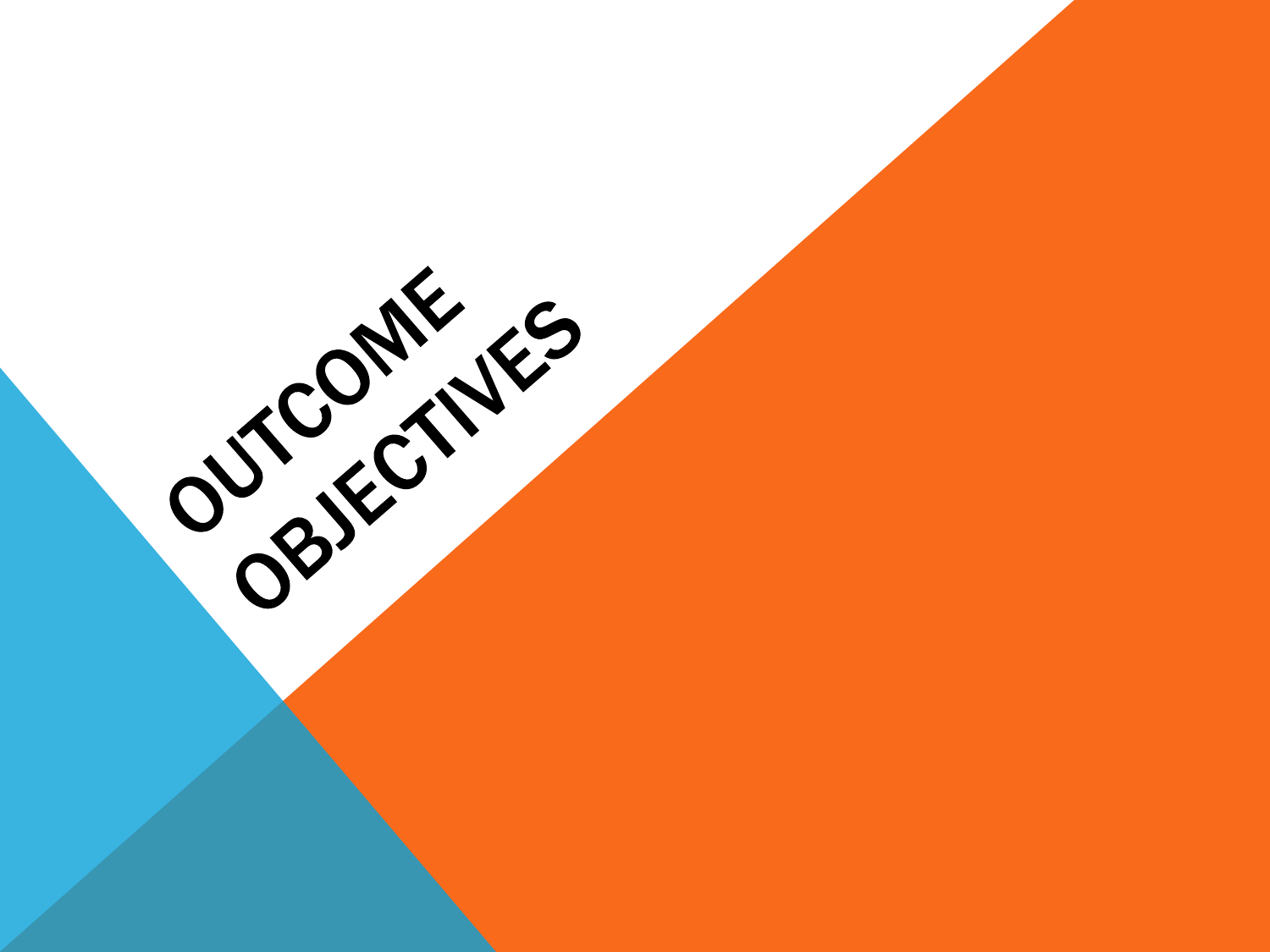# OUTCOME OBJECTIVES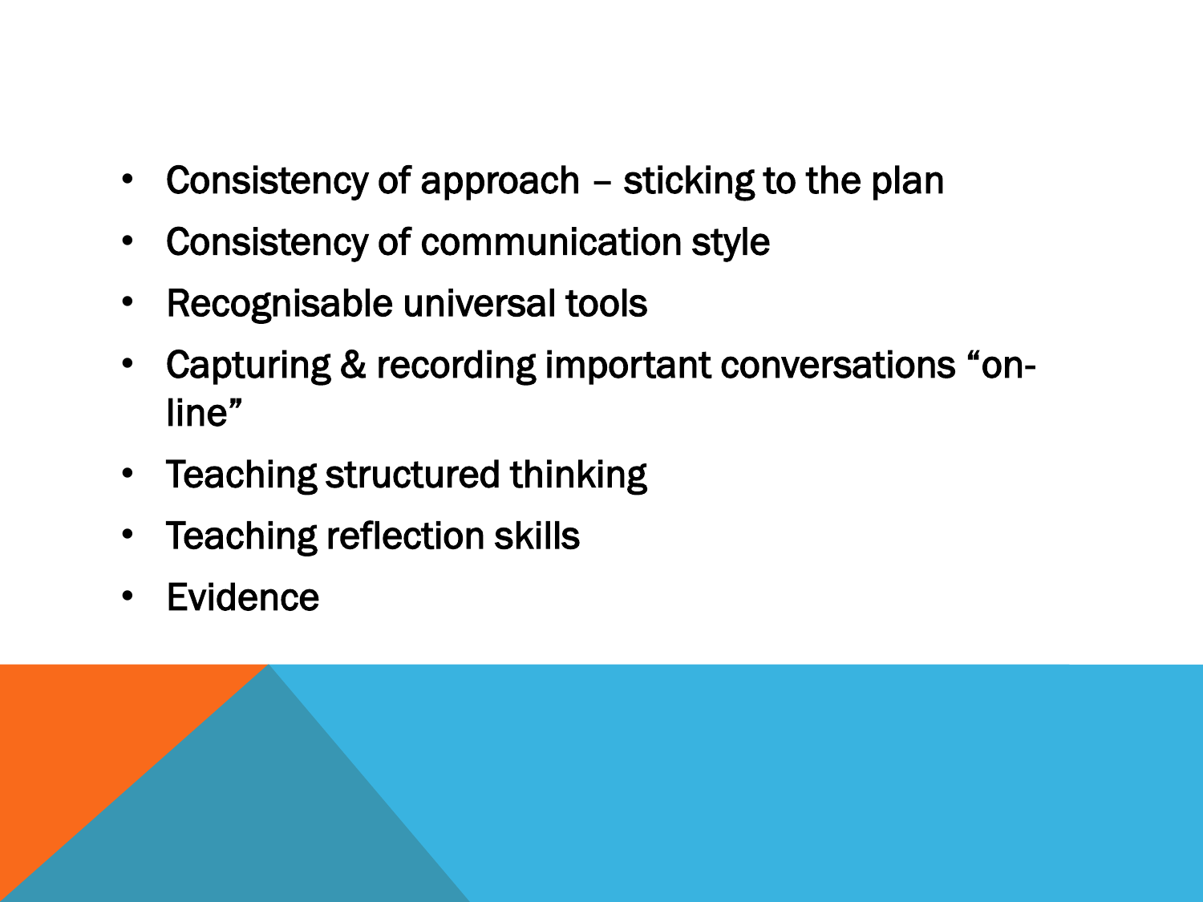- Consistency of approach – sticking to the plan
- Consistency of communication style
- Recognisable universal tools
- Capturing & recording important conversations "on-line"
- Teaching structured thinking
- Teaching reflection skills
- Evidence